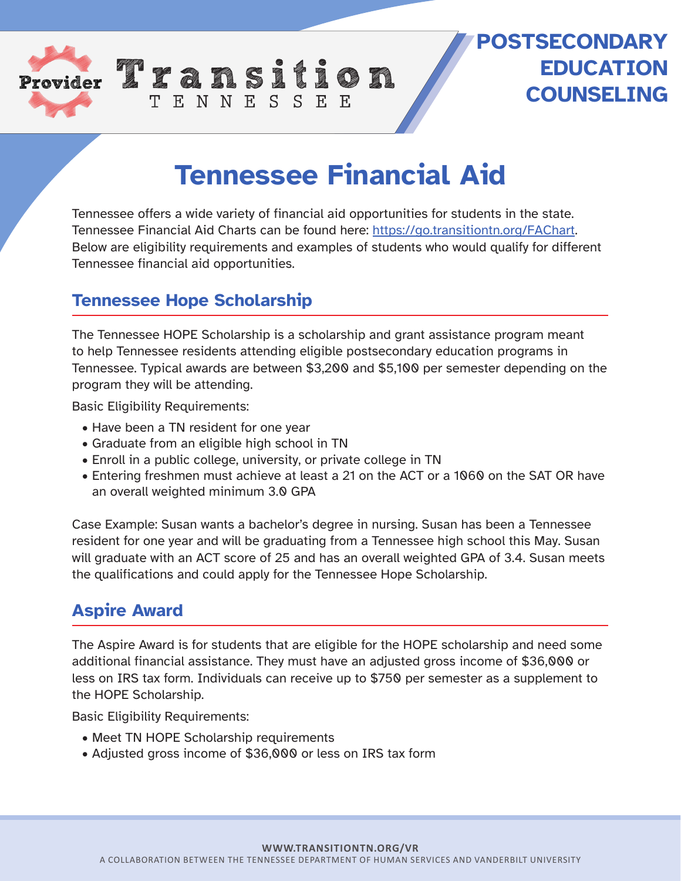Provider **Transition** TENNESSEE

**POSTSECONDARY EDUCATION COUNSELING**

# Tennessee Financial Aid

Tennessee offers a wide variety of financial aid opportunities for students in the state. Tennessee Financial Aid Charts can be found here: https://go.transitiontn.org/FAChart. Below are eligibility requirements and examples of students who would qualify for different Tennessee financial aid opportunities.

## Tennessee Hope Scholarship

The Tennessee HOPE Scholarship is a scholarship and grant assistance program meant to help Tennessee residents attending eligible postsecondary education programs in Tennessee. Typical awards are between $3,200 and $5,100 per semester depending on the program they will be attending.

Basic Eligibility Requirements:

- Have been a TN resident for one year
- Graduate from an eligible high school in TN
- Enroll in a public college, university, or private college in TN
- Entering freshmen must achieve at least a 21 on the ACT or a 1060 on the SAT OR have an overall weighted minimum 3.0 GPA

Case Example: Susan wants a bachelor's degree in nursing. Susan has been a Tennessee resident for one year and will be graduating from a Tennessee high school this May. Susan will graduate with an ACT score of 25 and has an overall weighted GPA of 3.4. Susan meets the qualifications and could apply for the Tennessee Hope Scholarship.

## Aspire Award

The Aspire Award is for students that are eligible for the HOPE scholarship and need some additional financial assistance. They must have an adjusted gross income of $36,000 or less on IRS tax form. Individuals can receive up to $750 per semester as a supplement to the HOPE Scholarship.

Basic Eligibility Requirements:

- Meet TN HOPE Scholarship requirements
- Adjusted gross income of $36,000 or less on IRS tax form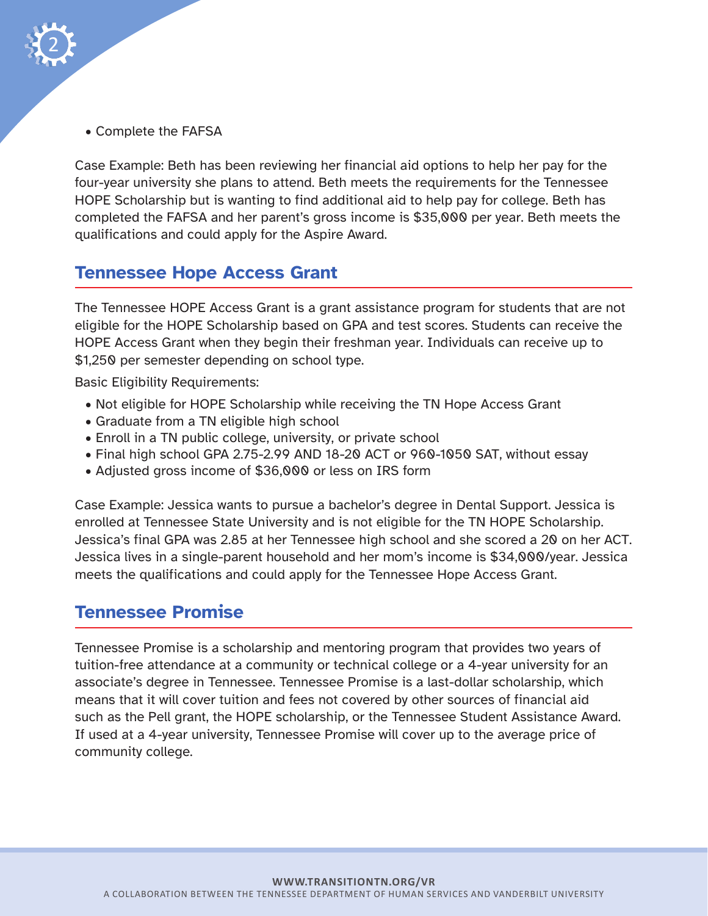- Complete the FAFSA

Case Example: Beth has been reviewing her financial aid options to help her pay for the four-year university she plans to attend. Beth meets the requirements for the Tennessee HOPE Scholarship but is wanting to find additional aid to help pay for college. Beth has completed the FAFSA and her parent's gross income is $35,000 per year. Beth meets the qualifications and could apply for the Aspire Award.

## Tennessee Hope Access Grant

The Tennessee HOPE Access Grant is a grant assistance program for students that are not eligible for the HOPE Scholarship based on GPA and test scores. Students can receive the HOPE Access Grant when they begin their freshman year. Individuals can receive up to $1,250 per semester depending on school type.

Basic Eligibility Requirements:

- Not eligible for HOPE Scholarship while receiving the TN Hope Access Grant
- Graduate from a TN eligible high school
- Enroll in a TN public college, university, or private school
- Final high school GPA 2.75-2.99 AND 18-20 ACT or 960-1050 SAT, without essay
- Adjusted gross income of $36,000 or less on IRS form

Case Example: Jessica wants to pursue a bachelor's degree in Dental Support. Jessica is enrolled at Tennessee State University and is not eligible for the TN HOPE Scholarship. Jessica's final GPA was 2.85 at her Tennessee high school and she scored a 20 on her ACT. Jessica lives in a single-parent household and her mom's income is $34,000/year. Jessica meets the qualifications and could apply for the Tennessee Hope Access Grant.

## Tennessee Promise

Tennessee Promise is a scholarship and mentoring program that provides two years of tuition-free attendance at a community or technical college or a 4-year university for an associate's degree in Tennessee. Tennessee Promise is a last-dollar scholarship, which means that it will cover tuition and fees not covered by other sources of financial aid such as the Pell grant, the HOPE scholarship, or the Tennessee Student Assistance Award. If used at a 4-year university, Tennessee Promise will cover up to the average price of community college.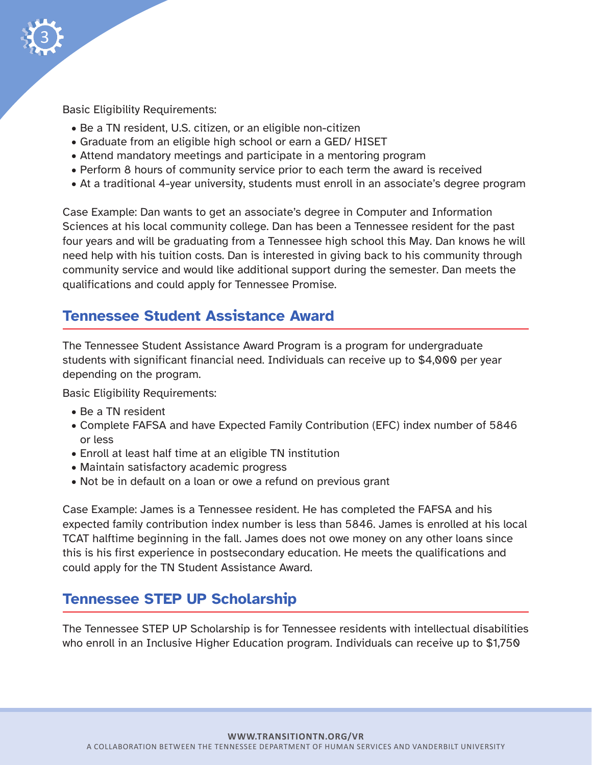Basic Eligibility Requirements:

- Be a TN resident, U.S. citizen, or an eligible non-citizen
- Graduate from an eligible high school or earn a GED/ HISET
- Attend mandatory meetings and participate in a mentoring program
- Perform 8 hours of community service prior to each term the award is received
- At a traditional 4-year university, students must enroll in an associate's degree program

Case Example: Dan wants to get an associate's degree in Computer and Information Sciences at his local community college. Dan has been a Tennessee resident for the past four years and will be graduating from a Tennessee high school this May. Dan knows he will need help with his tuition costs. Dan is interested in giving back to his community through community service and would like additional support during the semester. Dan meets the qualifications and could apply for Tennessee Promise.

## Tennessee Student Assistance Award

The Tennessee Student Assistance Award Program is a program for undergraduate students with significant financial need. Individuals can receive up to $4,000 per year depending on the program.

Basic Eligibility Requirements:

- Be a TN resident
- Complete FAFSA and have Expected Family Contribution (EFC) index number of 5846 or less
- Enroll at least half time at an eligible TN institution
- Maintain satisfactory academic progress
- Not be in default on a loan or owe a refund on previous grant

Case Example: James is a Tennessee resident. He has completed the FAFSA and his expected family contribution index number is less than 5846. James is enrolled at his local TCAT halftime beginning in the fall. James does not owe money on any other loans since this is his first experience in postsecondary education. He meets the qualifications and could apply for the TN Student Assistance Award.

## Tennessee STEP UP Scholarship

The Tennessee STEP UP Scholarship is for Tennessee residents with intellectual disabilities who enroll in an Inclusive Higher Education program. Individuals can receive up to $1,750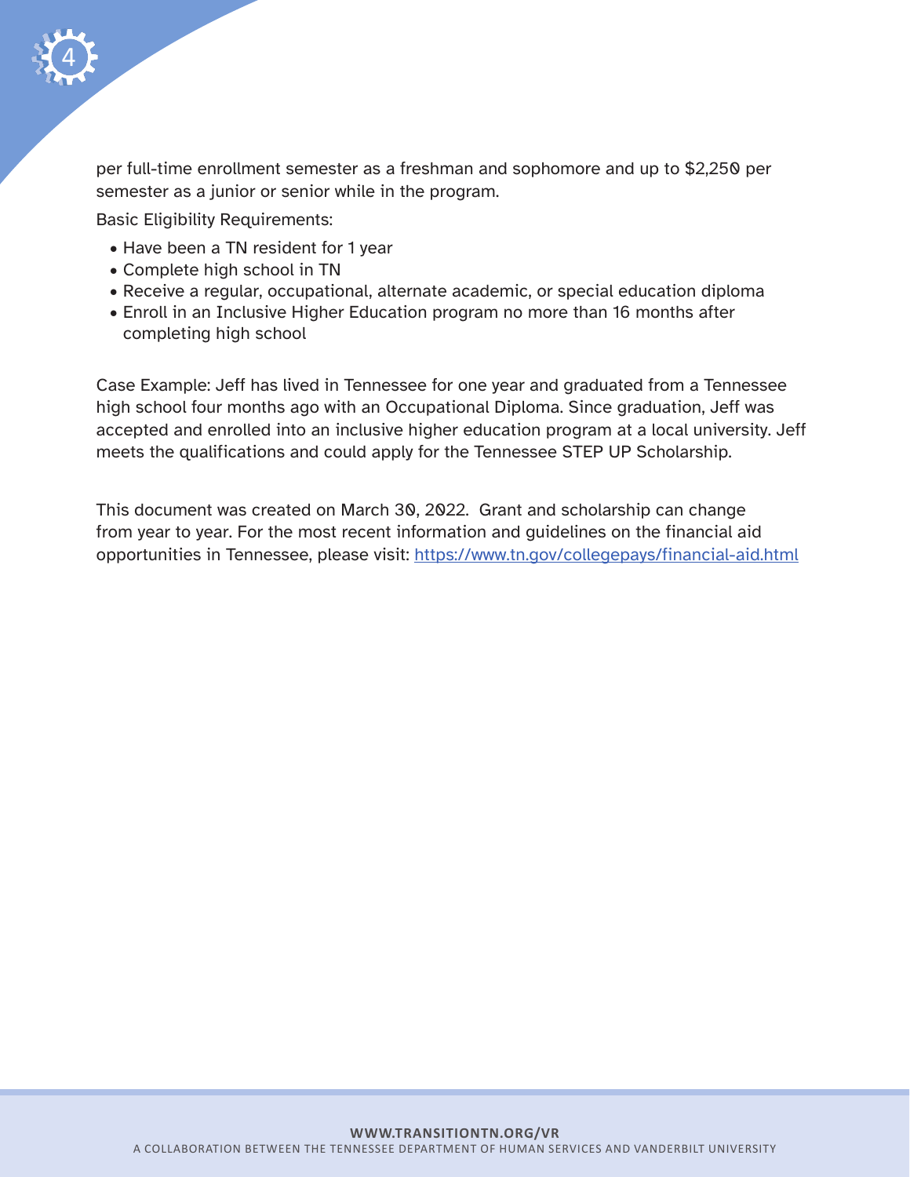per full-time enrollment semester as a freshman and sophomore and up to $2,250 per semester as a junior or senior while in the program.

Basic Eligibility Requirements:

- Have been a TN resident for 1 year
- Complete high school in TN
- Receive a regular, occupational, alternate academic, or special education diploma
- Enroll in an Inclusive Higher Education program no more than 16 months after completing high school

Case Example: Jeff has lived in Tennessee for one year and graduated from a Tennessee high school four months ago with an Occupational Diploma. Since graduation, Jeff was accepted and enrolled into an inclusive higher education program at a local university. Jeff meets the qualifications and could apply for the Tennessee STEP UP Scholarship.

This document was created on March 30, 2022. Grant and scholarship can change from year to year. For the most recent information and guidelines on the financial aid opportunities in Tennessee, please visit: https://www.tn.gov/collegepays/financial-aid.html